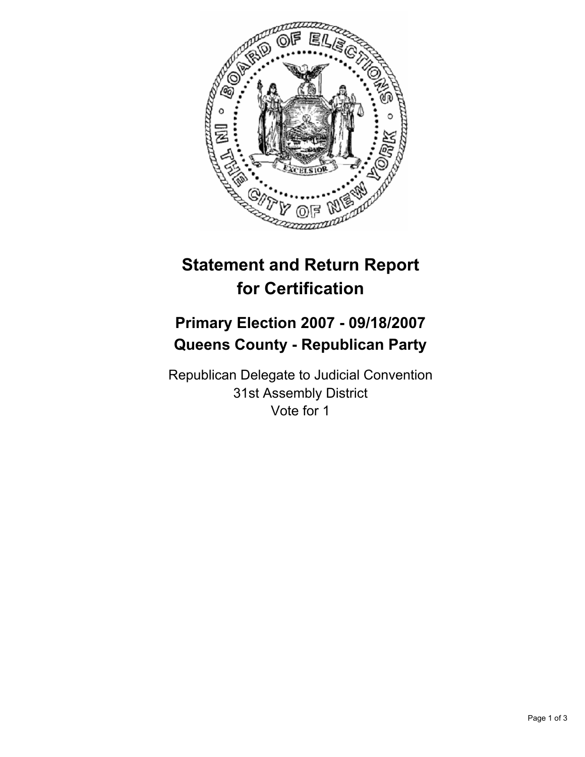# Statement and Return Report for Certification

## Primary Election 2007 - 09/18/2007
## Queens County - Republican Party

Republican Delegate to Judicial Convention
31st Assembly District
Vote for 1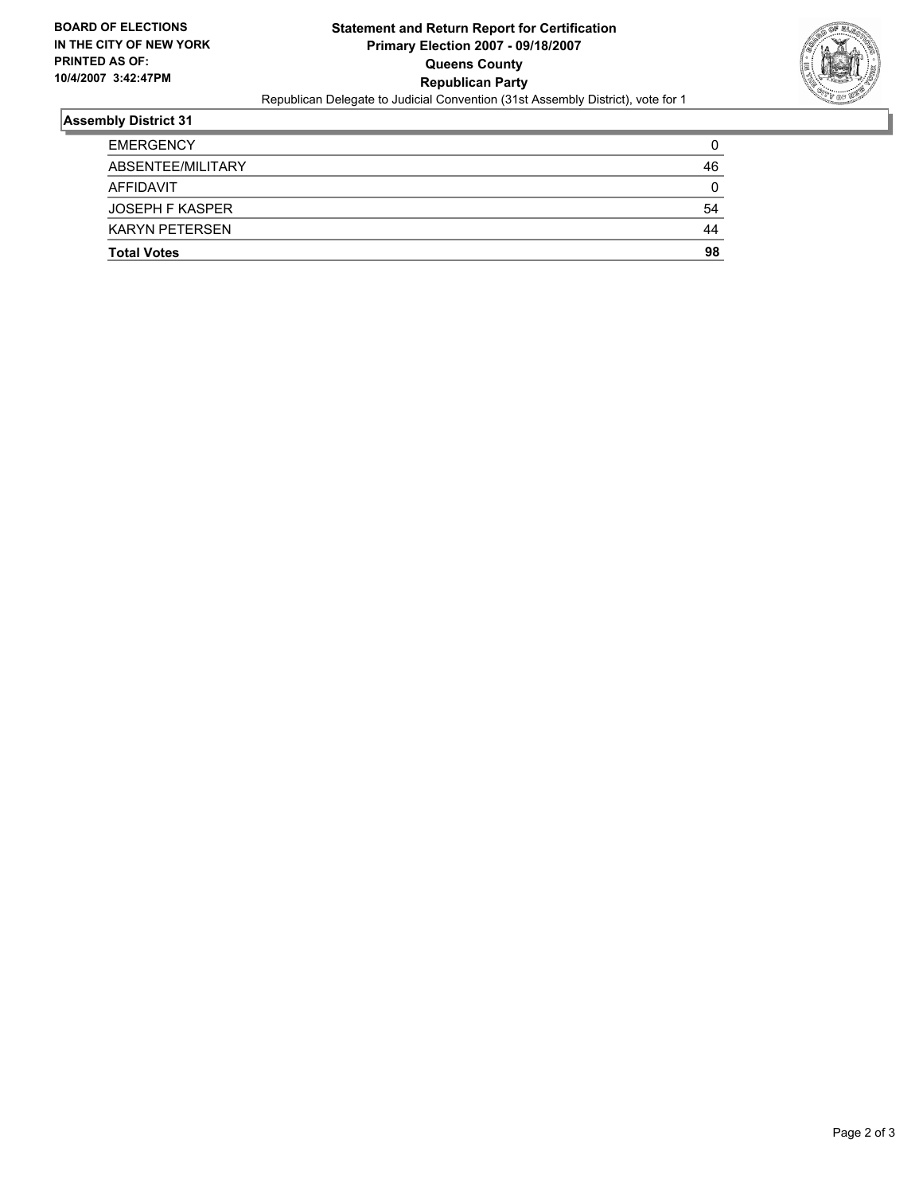**BOARD OF ELECTIONS IN THE CITY OF NEW YORK PRINTED AS OF: 10/4/2007 3:42:47PM**

**Statement and Return Report for Certification**
**Primary Election 2007 - 09/18/2007**
**Queens County**
**Republican Party**
Republican Delegate to Judicial Convention (31st Assembly District), vote for 1

## Assembly District 31

| | |
|---|---|
| EMERGENCY | 0 |
| ABSENTEE/MILITARY | 46 |
| AFFIDAVIT | 0 |
| JOSEPH F KASPER | 54 |
| KARYN PETERSEN | 44 |
| **Total Votes** | **98** |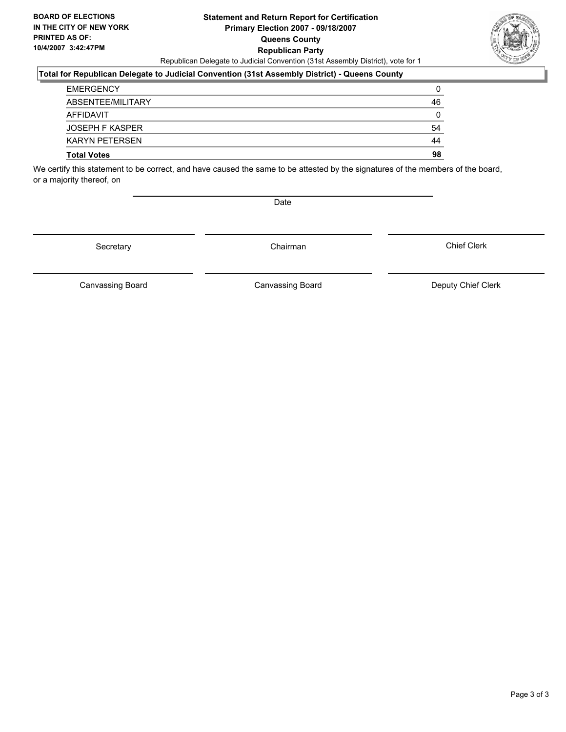**BOARD OF ELECTIONS IN THE CITY OF NEW YORK PRINTED AS OF: 10/4/2007 3:42:47PM**

**Statement and Return Report for Certification**
**Primary Election 2007 - 09/18/2007**
**Queens County**
**Republican Party**

Republican Delegate to Judicial Convention (31st Assembly District), vote for 1

**Total for Republican Delegate to Judicial Convention (31st Assembly District) - Queens County**

| | |
|---|---|
| EMERGENCY | 0 |
| ABSENTEE/MILITARY | 46 |
| AFFIDAVIT | 0 |
| JOSEPH F KASPER | 54 |
| KARYN PETERSEN | 44 |
| **Total Votes** | **98** |

We certify this statement to be correct, and have caused the same to be attested by the signatures of the members of the board, or a majority thereof, on

Date

Secretary

Chairman

Chief Clerk

Canvassing Board

Canvassing Board

Deputy Chief Clerk